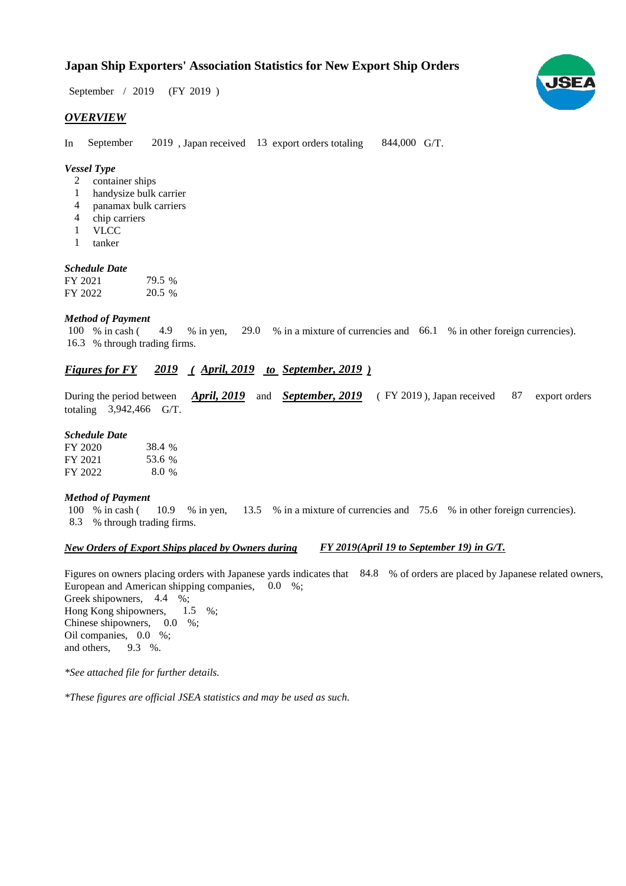# Japan Ship Exporters' Association Statistics for New Export Ship Orders

September / 2019 (FY 2019 )

## *OVERVIEW*

In September 2019 , Japan received 13 export orders totaling 844,000 G/T.

### *Vessel Type*

- 2 container ships
- 1 handysize bulk carrier
- 4 panamax bulk carriers
- 4 chip carriers
- 1 VLCC
- 1 tanker

### *Schedule Date*

| | |
|---|---|
| FY 2021 | 79.5 % |
| FY 2022 | 20.5 % |

### *Method of Payment*

100 % in cash ( 4.9 % in yen, 29.0 % in a mixture of currencies and 66.1 % in other foreign currencies).
16.3 % through trading firms.

## *Figures for FY 2019 ( April, 2019 to September, 2019 )*

During the period between ***April, 2019*** and ***September, 2019*** ( FY 2019 ), Japan received 87 export orders totaling 3,942,466 G/T.

### *Schedule Date*

| | |
|---|---|
| FY 2020 | 38.4 % |
| FY 2021 | 53.6 % |
| FY 2022 | 8.0 % |

### *Method of Payment*

100 % in cash ( 10.9 % in yen, 13.5 % in a mixture of currencies and 75.6 % in other foreign currencies).
8.3 % through trading firms.

### *New Orders of Export Ships placed by Owners during FY 2019(April 19 to September 19) in G/T.*

Figures on owners placing orders with Japanese yards indicates that 84.8 % of orders are placed by Japanese related owners,
European and American shipping companies, 0.0 %;
Greek shipowners, 4.4 %;
Hong Kong shipowners, 1.5 %;
Chinese shipowners, 0.0 %;
Oil companies, 0.0 %;
and others, 9.3 %.

*\*See attached file for further details.*

*\*These figures are official JSEA statistics and may be used as such.*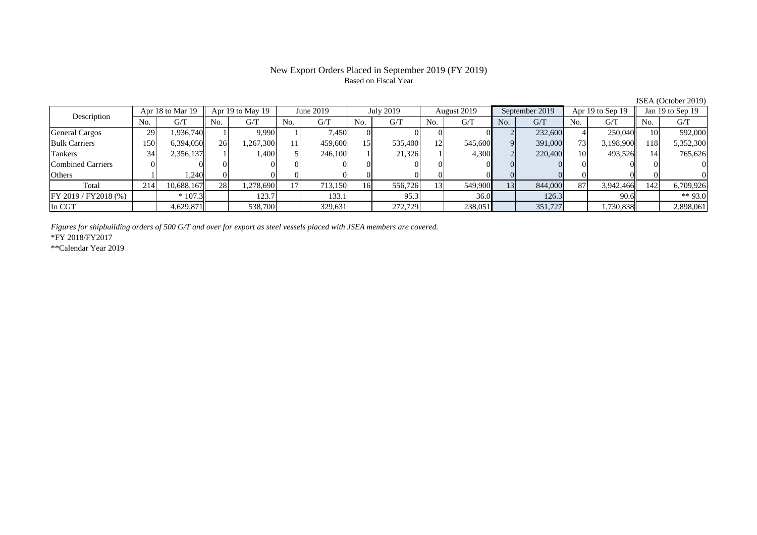# New Export Orders Placed in September 2019 (FY 2019)

Based on Fiscal Year

JSEA (October 2019)

| Description | Apr 18 to Mar 19 | | Apr 19 to May 19 | | June 2019 | | July 2019 | | August 2019 | | September 2019 | | Apr 19 to Sep 19 | | Jan 19 to Sep 19 | |
|---|---|---|---|---|---|---|---|---|---|---|---|---|---|---|---|---|
| | No. | G/T | No. | G/T | No. | G/T | No. | G/T | No. | G/T | No. | G/T | No. | G/T | No. | G/T |
| General Cargos | 29 | 1,936,740 | 1 | 9,990 | 1 | 7,450 | 0 | 0 | 0 | 0 | 2 | 232,600 | 4 | 250,040 | 10 | 592,000 |
| Bulk Carriers | 150 | 6,394,050 | 26 | 1,267,300 | 11 | 459,600 | 15 | 535,400 | 12 | 545,600 | 9 | 391,000 | 73 | 3,198,900 | 118 | 5,352,300 |
| Tankers | 34 | 2,356,137 | 1 | 1,400 | 5 | 246,100 | 1 | 21,326 | 1 | 4,300 | 2 | 220,400 | 10 | 493,526 | 14 | 765,626 |
| Combined Carriers | 0 | 0 | 0 | 0 | 0 | 0 | 0 | 0 | 0 | 0 | 0 | 0 | 0 | 0 | 0 | 0 |
| Others | 1 | 1,240 | 0 | 0 | 0 | 0 | 0 | 0 | 0 | 0 | 0 | 0 | 0 | 0 | 0 | 0 |
| Total | 214 | 10,688,167 | 28 | 1,278,690 | 17 | 713,150 | 16 | 556,726 | 13 | 549,900 | 13 | 844,000 | 87 | 3,942,466 | 142 | 6,709,926 |
| FY 2019 / FY2018 (%) | | * 107.3 | | 123.7 | | 133.1 | | 95.3 | | 36.0 | | 126.3 | | 90.6 | | ** 93.0 |
| In CGT | | 4,629,871 | | 538,700 | | 329,631 | | 272,729 | | 238,051 | | 351,727 | | 1,730,838 | | 2,898,061 |

*Figures for shipbuilding orders of 500 G/T and over for export as steel vessels placed with JSEA members are covered.*

*FY 2018/FY2017

**Calendar Year 2019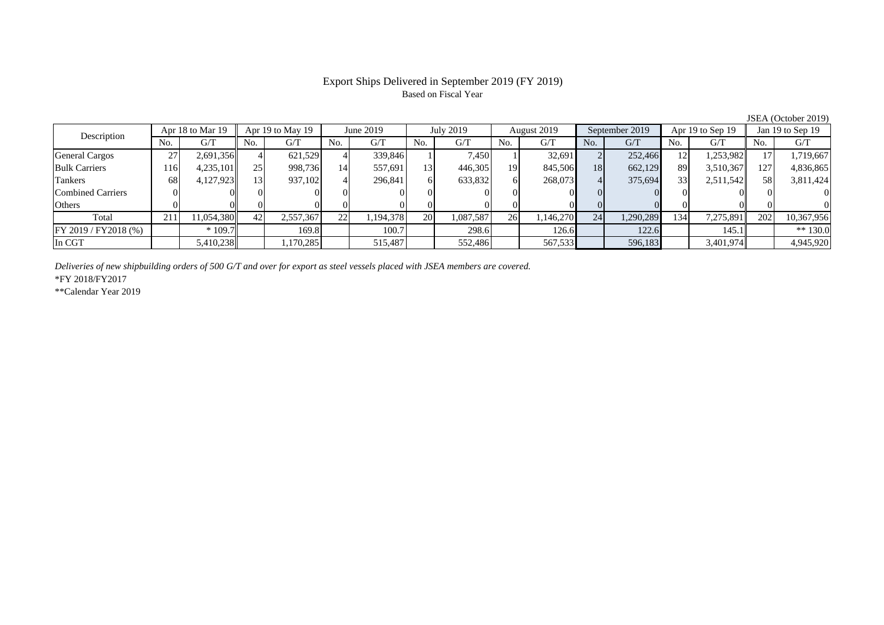# Export Ships Delivered in September 2019 (FY 2019)

Based on Fiscal Year

JSEA (October 2019)

| Description | Apr 18 to Mar 19 | | Apr 19 to May 19 | | June 2019 | | July 2019 | | August 2019 | | September 2019 | | Apr 19 to Sep 19 | | Jan 19 to Sep 19 | |
|---|---|---|---|---|---|---|---|---|---|---|---|---|---|---|---|---|
| | No. | G/T | No. | G/T | No. | G/T | No. | G/T | No. | G/T | No. | G/T | No. | G/T | No. | G/T |
| General Cargos | 27 | 2,691,356 | 4 | 621,529 | 4 | 339,846 | 1 | 7,450 | 1 | 32,691 | 2 | 252,466 | 12 | 1,253,982 | 17 | 1,719,667 |
| Bulk Carriers | 116 | 4,235,101 | 25 | 998,736 | 14 | 557,691 | 13 | 446,305 | 19 | 845,506 | 18 | 662,129 | 89 | 3,510,367 | 127 | 4,836,865 |
| Tankers | 68 | 4,127,923 | 13 | 937,102 | 4 | 296,841 | 6 | 633,832 | 6 | 268,073 | 4 | 375,694 | 33 | 2,511,542 | 58 | 3,811,424 |
| Combined Carriers | 0 | 0 | 0 | 0 | 0 | 0 | 0 | 0 | 0 | 0 | 0 | 0 | 0 | 0 | 0 | 0 |
| Others | 0 | 0 | 0 | 0 | 0 | 0 | 0 | 0 | 0 | 0 | 0 | 0 | 0 | 0 | 0 | 0 |
| Total | 211 | 11,054,380 | 42 | 2,557,367 | 22 | 1,194,378 | 20 | 1,087,587 | 26 | 1,146,270 | 24 | 1,290,289 | 134 | 7,275,891 | 202 | 10,367,956 |
| FY 2019 / FY2018 (%) | | * 109.7 | | 169.8 | | 100.7 | | 298.6 | | 126.6 | | 122.6 | | 145.1 | | ** 130.0 |
| In CGT | | 5,410,238 | | 1,170,285 | | 515,487 | | 552,486 | | 567,533 | | 596,183 | | 3,401,974 | | 4,945,920 |

*Deliveries of new shipbuilding orders of 500 G/T and over for export as steel vessels placed with JSEA members are covered.*

*FY 2018/FY2017

**Calendar Year 2019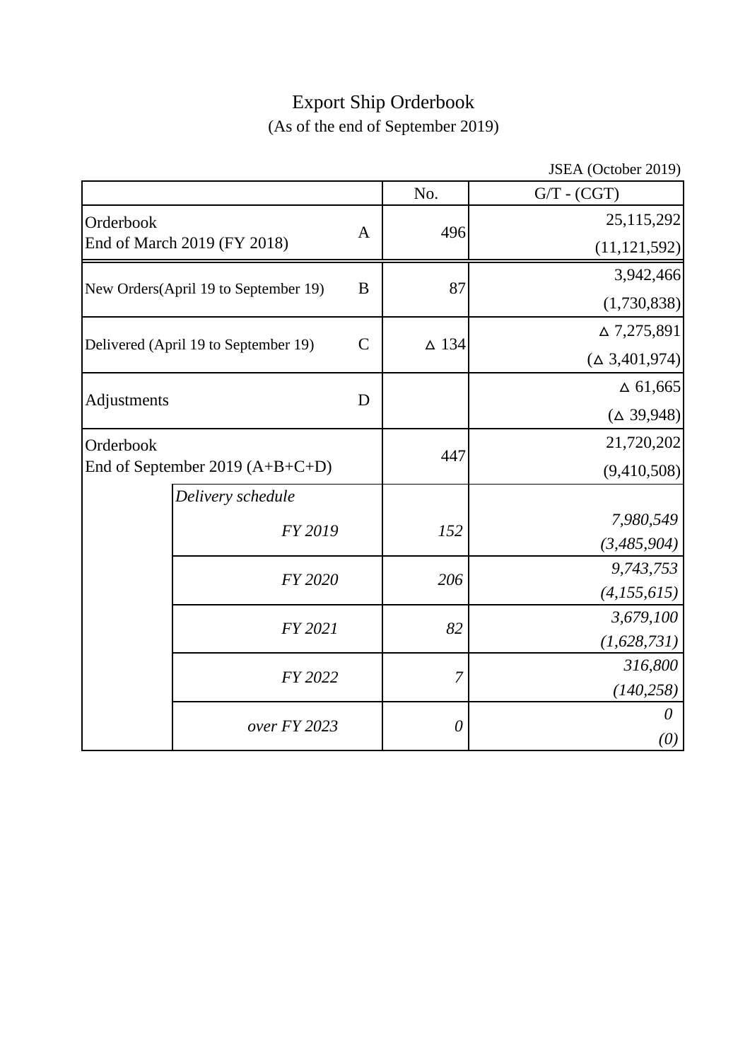# Export Ship Orderbook

(As of the end of September 2019)

JSEA (October 2019)

| | | | No. | G/T - (CGT) |
|---|---|---|---|---|
| Orderbook<br>End of March 2019 (FY 2018) | | A | 496 | 25,115,292<br>(11,121,592) |
| New Orders(April 19 to September 19) | | B | 87 | 3,942,466<br>(1,730,838) |
| Delivered (April 19 to September 19) | | C | △ 134 | △ 7,275,891<br>(△ 3,401,974) |
| Adjustments | | D | | △ 61,665<br>(△ 39,948) |
| Orderbook<br>End of September 2019 (A+B+C+D) | | | 447 | 21,720,202<br>(9,410,508) |
| | *Delivery schedule*<br>*FY 2019* | | *152* | *7,980,549*<br>*(3,485,904)* |
| | *FY 2020* | | *206* | *9,743,753*<br>*(4,155,615)* |
| | *FY 2021* | | *82* | *3,679,100*<br>*(1,628,731)* |
| | *FY 2022* | | *7* | *316,800*<br>*(140,258)* |
| | *over FY 2023* | | *0* | *0*<br>*(0)* |